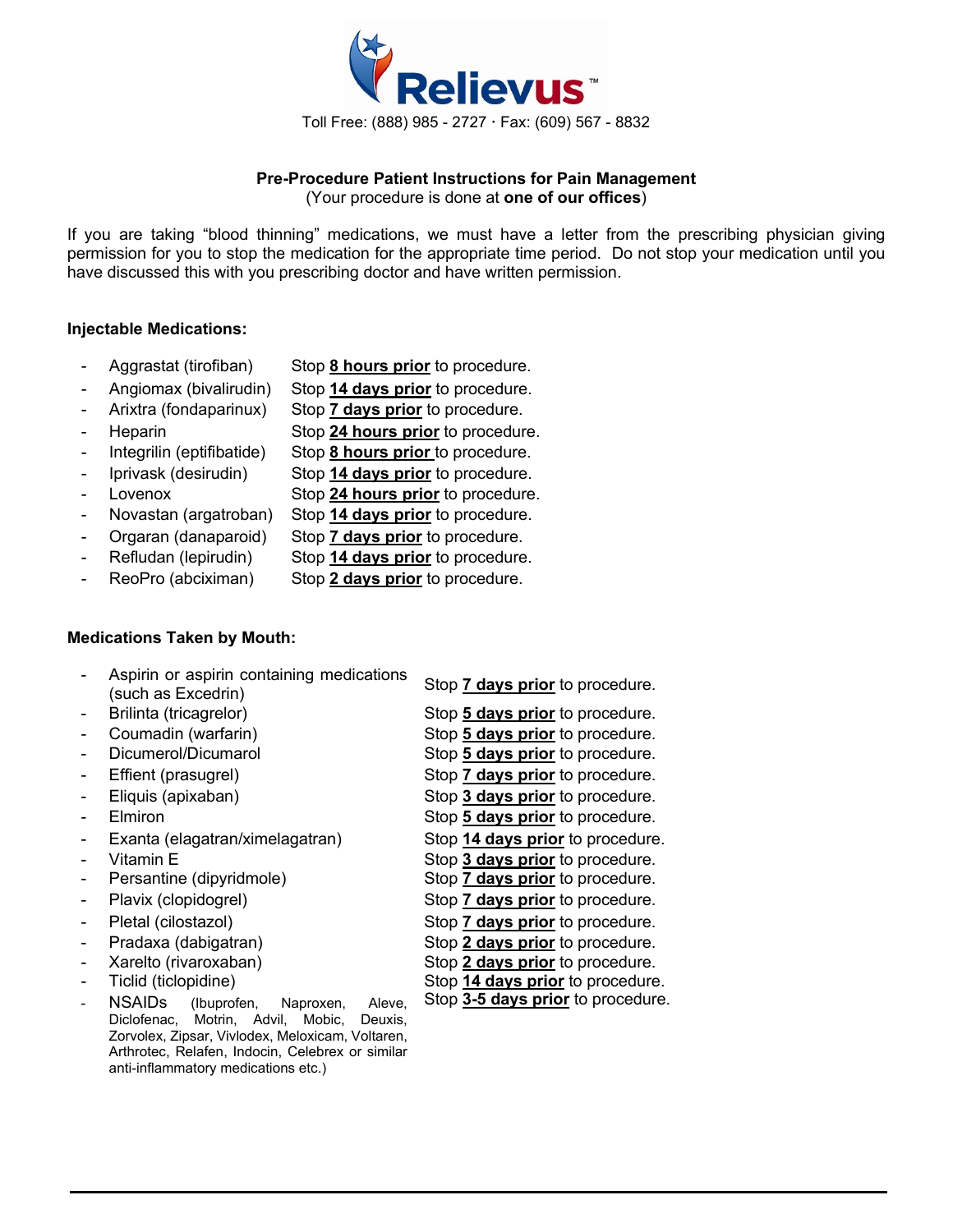Relievus™

Toll Free: (888) 985 - 2727 · Fax: (609) 567 - 8832

**Pre-Procedure Patient Instructions for Pain Management**
(Your procedure is done at **one of our offices**)

If you are taking "blood thinning" medications, we must have a letter from the prescribing physician giving permission for you to stop the medication for the appropriate time period. Do not stop your medication until you have discussed this with you prescribing doctor and have written permission.

**Injectable Medications:**

- Aggrastat (tirofiban) Stop **8 hours prior** to procedure.
- Angiomax (bivalirudin) Stop **14 days prior** to procedure.
- Arixtra (fondaparinux) Stop **7 days prior** to procedure.
- Heparin Stop **24 hours prior** to procedure.
- Integrilin (eptifibatide) Stop **8 hours prior** to procedure.
- Iprivask (desirudin) Stop **14 days prior** to procedure.
- Lovenox Stop **24 hours prior** to procedure.
- Novastan (argatroban) Stop **14 days prior** to procedure.
- Orgaran (danaparoid) Stop **7 days prior** to procedure.
- Refludan (lepirudin) Stop **14 days prior** to procedure.
- ReoPro (abciximan) Stop **2 days prior** to procedure.

**Medications Taken by Mouth:**

- Aspirin or aspirin containing medications (such as Excedrin) Stop **7 days prior** to procedure.
- Brilinta (tricagrelor) Stop **5 days prior** to procedure.
- Coumadin (warfarin) Stop **5 days prior** to procedure.
- Dicumerol/Dicumarol Stop **5 days prior** to procedure.
- Effient (prasugrel) Stop **7 days prior** to procedure.
- Eliquis (apixaban) Stop **3 days prior** to procedure.
- Elmiron Stop **5 days prior** to procedure.
- Exanta (elagatran/ximelagatran) Stop **14 days prior** to procedure.
- Vitamin E Stop **3 days prior** to procedure.
- Persantine (dipyridmole) Stop **7 days prior** to procedure.
- Plavix (clopidogrel) Stop **7 days prior** to procedure.
- Pletal (cilostazol) Stop **7 days prior** to procedure.
- Pradaxa (dabigatran) Stop **2 days prior** to procedure.
- Xarelto (rivaroxaban) Stop **2 days prior** to procedure.
- Ticlid (ticlopidine) Stop **14 days prior** to procedure.
- NSAIDs (Ibuprofen, Naproxen, Aleve, Diclofenac, Motrin, Advil, Mobic, Deuxis, Zorvolex, Zipsar, Vivlodex, Meloxicam, Voltaren, Arthrotec, Relafen, Indocin, Celebrex or similar anti-inflammatory medications etc.) Stop **3-5 days prior** to procedure.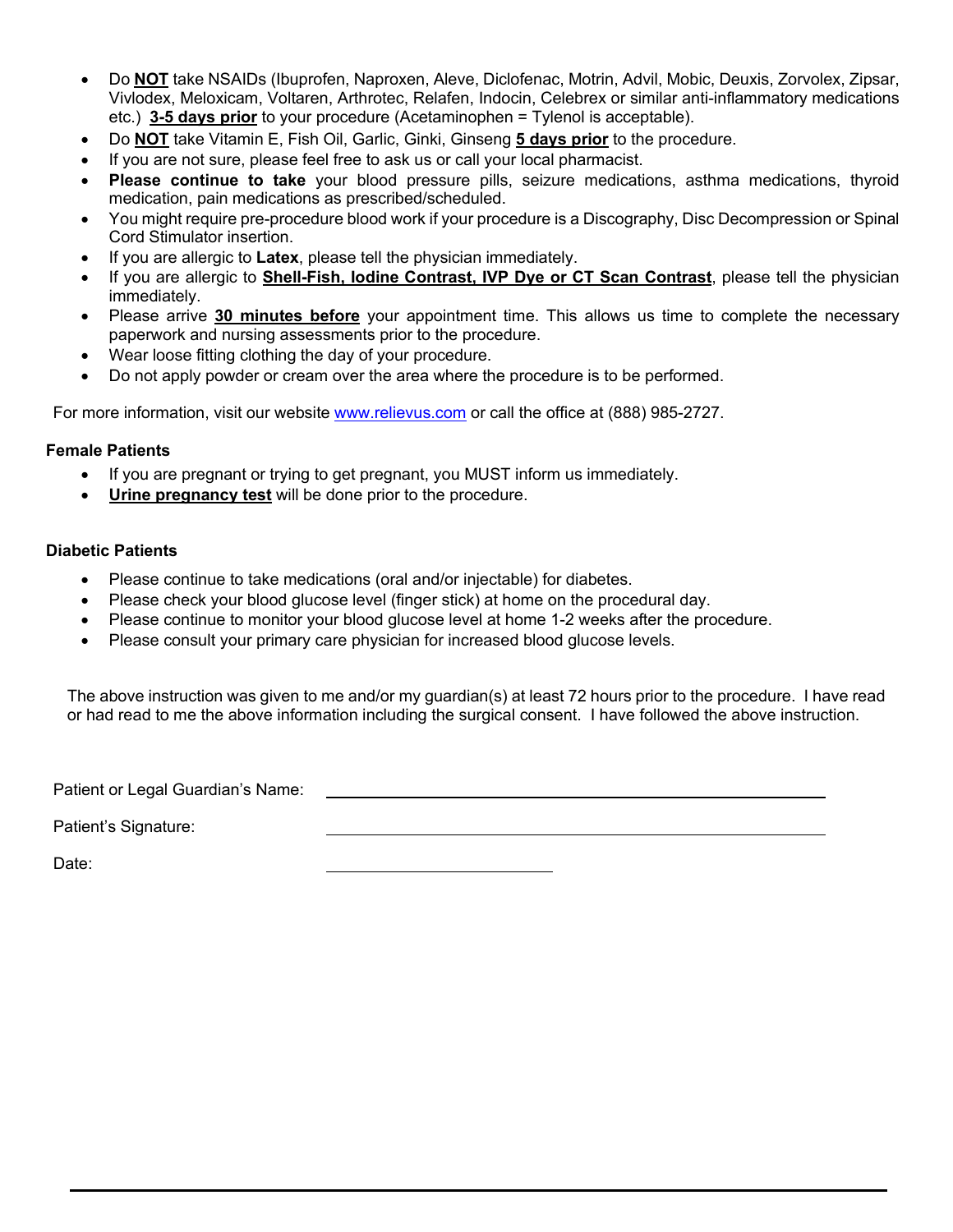- Do **NOT** take NSAIDs (Ibuprofen, Naproxen, Aleve, Diclofenac, Motrin, Advil, Mobic, Deuxis, Zorvolex, Zipsar, Vivlodex, Meloxicam, Voltaren, Arthrotec, Relafen, Indocin, Celebrex or similar anti-inflammatory medications etc.) **3-5 days prior** to your procedure (Acetaminophen = Tylenol is acceptable).
- Do **NOT** take Vitamin E, Fish Oil, Garlic, Ginki, Ginseng **5 days prior** to the procedure.
- If you are not sure, please feel free to ask us or call your local pharmacist.
- **Please continue to take** your blood pressure pills, seizure medications, asthma medications, thyroid medication, pain medications as prescribed/scheduled.
- You might require pre-procedure blood work if your procedure is a Discography, Disc Decompression or Spinal Cord Stimulator insertion.
- If you are allergic to **Latex**, please tell the physician immediately.
- If you are allergic to **Shell-Fish, Iodine Contrast, IVP Dye or CT Scan Contrast**, please tell the physician immediately.
- Please arrive **30 minutes before** your appointment time. This allows us time to complete the necessary paperwork and nursing assessments prior to the procedure.
- Wear loose fitting clothing the day of your procedure.
- Do not apply powder or cream over the area where the procedure is to be performed.

For more information, visit our website www.relievus.com or call the office at (888) 985-2727.

**Female Patients**

- If you are pregnant or trying to get pregnant, you MUST inform us immediately.
- **Urine pregnancy test** will be done prior to the procedure.

**Diabetic Patients**

- Please continue to take medications (oral and/or injectable) for diabetes.
- Please check your blood glucose level (finger stick) at home on the procedural day.
- Please continue to monitor your blood glucose level at home 1-2 weeks after the procedure.
- Please consult your primary care physician for increased blood glucose levels.

The above instruction was given to me and/or my guardian(s) at least 72 hours prior to the procedure. I have read or had read to me the above information including the surgical consent. I have followed the above instruction.

Patient or Legal Guardian's Name: ______________________________

Patient's Signature: ______________________________

Date: ______________